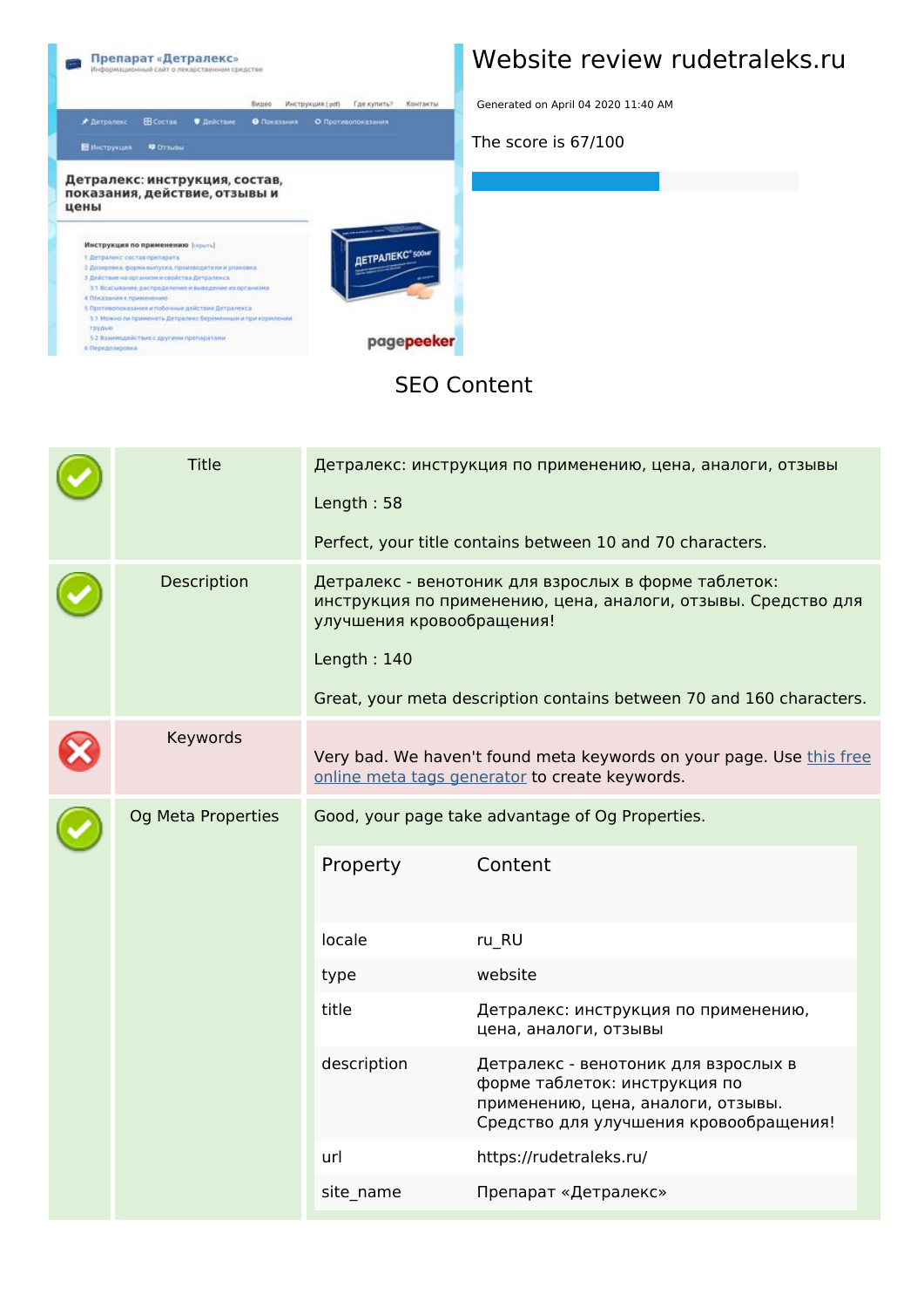# Website review rudetraleks.ru

Generated on April 04 2020 11:40 AM

The score is 67/100

## SEO Content

| | | |
|---|---|---|
| ✓ | Title | Детралекс: инструкция по применению, цена, аналоги, отзывы<br><br>Length : 58<br><br>Perfect, your title contains between 10 and 70 characters. |
| ✓ | Description | Детралекс - венотоник для взрослых в форме таблеток: инструкция по применению, цена, аналоги, отзывы. Средство для улучшения кровообращения!<br><br>Length : 140<br><br>Great, your meta description contains between 70 and 160 characters. |
| ✗ | Keywords | Very bad. We haven't found meta keywords on your page. Use this free online meta tags generator to create keywords. |
| ✓ | Og Meta Properties | Good, your page take advantage of Og Properties. |

| Property | Content |
|---|---|
| locale | ru_RU |
| type | website |
| title | Детралекс: инструкция по применению, цена, аналоги, отзывы |
| description | Детралекс - венотоник для взрослых в форме таблеток: инструкция по применению, цена, аналоги, отзывы. Средство для улучшения кровообращения! |
| url | https://rudetraleks.ru/ |
| site_name | Препарат «Детралекс» |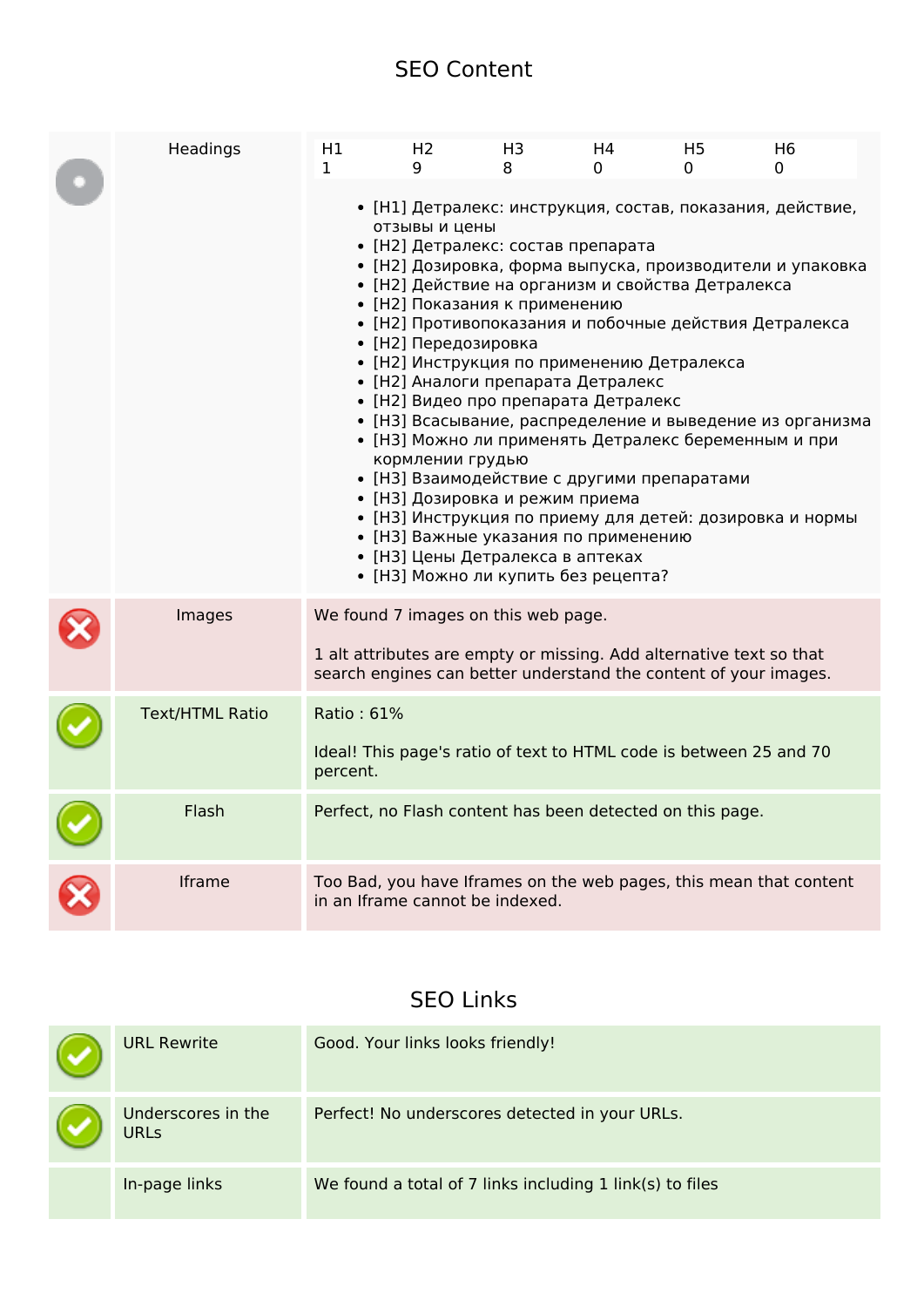## SEO Content

| | | |
|---|---|---|
| | Headings | H1: 1, H2: 9, H3: 8, H4: 0, H5: 0, H6: 0 |

| H1 | H2 | H3 | H4 | H5 | H6 |
|---|---|---|---|---|---|
| 1 | 9 | 8 | 0 | 0 | 0 |

- [H1] Детралекс: инструкция, состав, показания, действие, отзывы и цены
- [H2] Детралекс: состав препарата
- [H2] Дозировка, форма выпуска, производители и упаковка
- [H2] Действие на организм и свойства Детралекса
- [H2] Показания к применению
- [H2] Противопоказания и побочные действия Детралекса
- [H2] Передозировка
- [H2] Инструкция по применению Детралекса
- [H2] Аналоги препарата Детралекс
- [H2] Видео про препарата Детралекс
- [H3] Всасывание, распределение и выведение из организма
- [H3] Можно ли применять Детралекс беременным и при кормлении грудью
- [H3] Взаимодействие с другими препаратами
- [H3] Дозировка и режим приема
- [H3] Инструкция по приему для детей: дозировка и нормы
- [H3] Важные указания по применению
- [H3] Цены Детралекса в аптеках
- [H3] Можно ли купить без рецепта?

| | | |
|---|---|---|
| ✗ | Images | We found 7 images on this web page.<br><br>1 alt attributes are empty or missing. Add alternative text so that search engines can better understand the content of your images. |
| ✓ | Text/HTML Ratio | Ratio : 61%<br><br>Ideal! This page's ratio of text to HTML code is between 25 and 70 percent. |
| ✓ | Flash | Perfect, no Flash content has been detected on this page. |
| ✗ | Iframe | Too Bad, you have Iframes on the web pages, this mean that content in an Iframe cannot be indexed. |

## SEO Links

| | | |
|---|---|---|
| ✓ | URL Rewrite | Good. Your links looks friendly! |
| ✓ | Underscores in the URLs | Perfect! No underscores detected in your URLs. |
| | In-page links | We found a total of 7 links including 1 link(s) to files |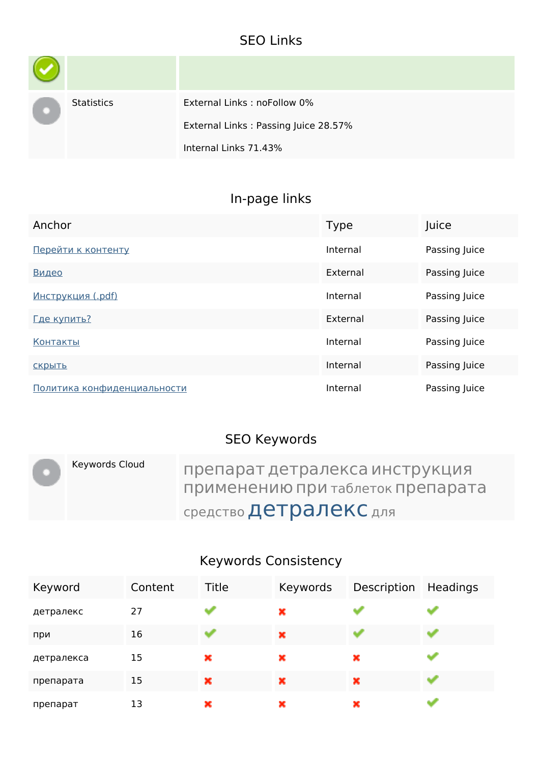## SEO Links

| | | |
|---|---|---|
| | | |
| | Statistics | External Links : noFollow 0%<br><br>External Links : Passing Juice 28.57%<br><br>Internal Links 71.43% |

## In-page links

| Anchor | Type | Juice |
|---|---|---|
| Перейти к контенту | Internal | Passing Juice |
| Видео | External | Passing Juice |
| Инструкция (.pdf) | Internal | Passing Juice |
| Где купить? | External | Passing Juice |
| Контакты | Internal | Passing Juice |
| скрыть | Internal | Passing Juice |
| Политика конфиденциальности | Internal | Passing Juice |

## SEO Keywords

| | | |
|---|---|---|
| | Keywords Cloud | препарат детралекса инструкция применению при таблеток препарата средство детралекс для |

## Keywords Consistency

| Keyword | Content | Title | Keywords | Description | Headings |
|---|---|---|---|---|---|
| детралекс | 27 | ✔ | ✖ | ✔ | ✔ |
| при | 16 | ✔ | ✖ | ✔ | ✔ |
| детралекса | 15 | ✖ | ✖ | ✖ | ✔ |
| препарата | 15 | ✖ | ✖ | ✖ | ✔ |
| препарат | 13 | ✖ | ✖ | ✖ | ✔ |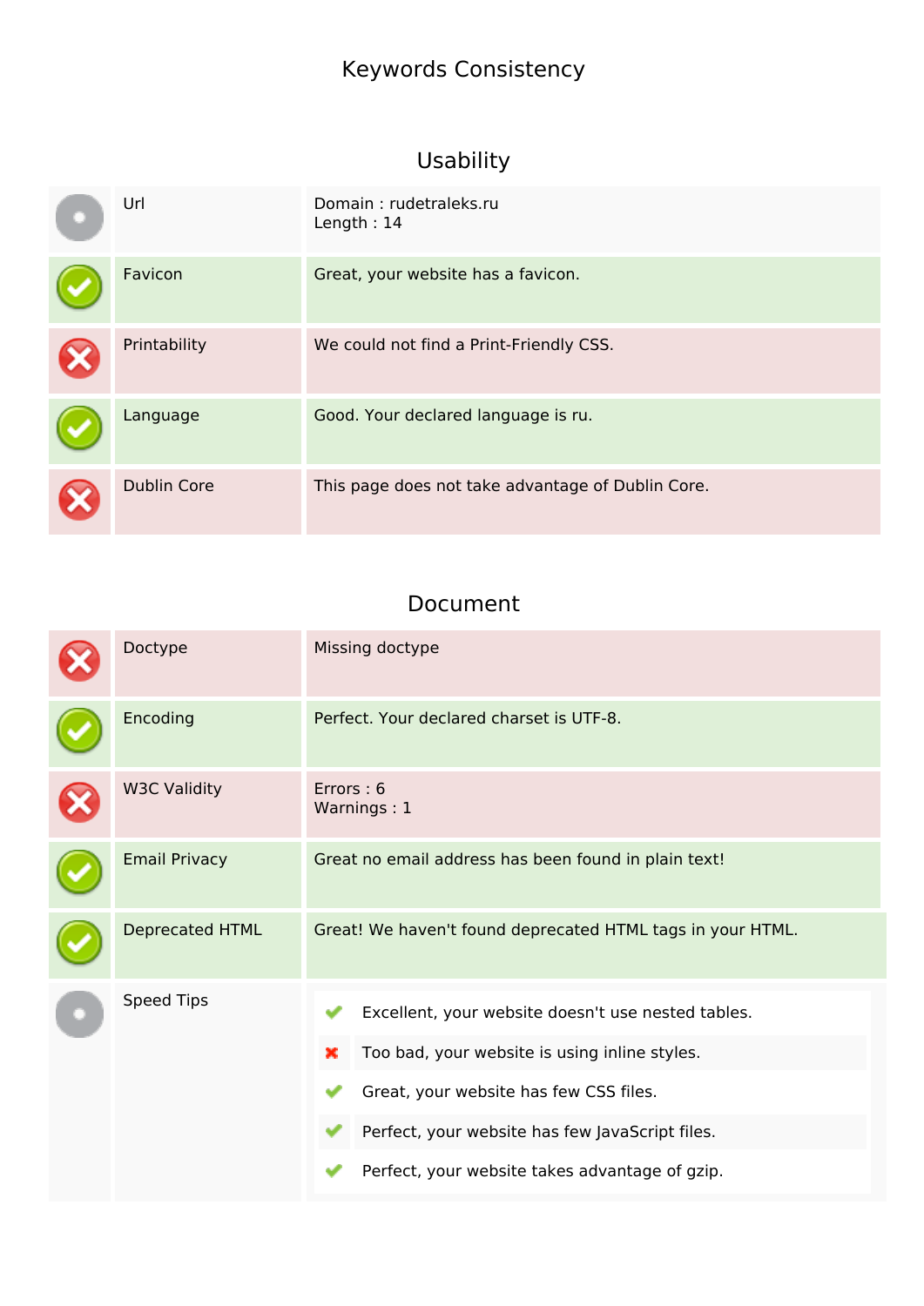Keywords Consistency

## Usability

| | | |
|---|---|---|
| | Url | Domain : rudetraleks.ru<br>Length : 14 |
| | Favicon | Great, your website has a favicon. |
| | Printability | We could not find a Print-Friendly CSS. |
| | Language | Good. Your declared language is ru. |
| | Dublin Core | This page does not take advantage of Dublin Core. |

## Document

| | | |
|---|---|---|
| | Doctype | Missing doctype |
| | Encoding | Perfect. Your declared charset is UTF-8. |
| | W3C Validity | Errors : 6<br>Warnings : 1 |
| | Email Privacy | Great no email address has been found in plain text! |
| | Deprecated HTML | Great! We haven't found deprecated HTML tags in your HTML. |
| | Speed Tips | ✔ Excellent, your website doesn't use nested tables.<br>✖ Too bad, your website is using inline styles.<br>✔ Great, your website has few CSS files.<br>✔ Perfect, your website has few JavaScript files.<br>✔ Perfect, your website takes advantage of gzip. |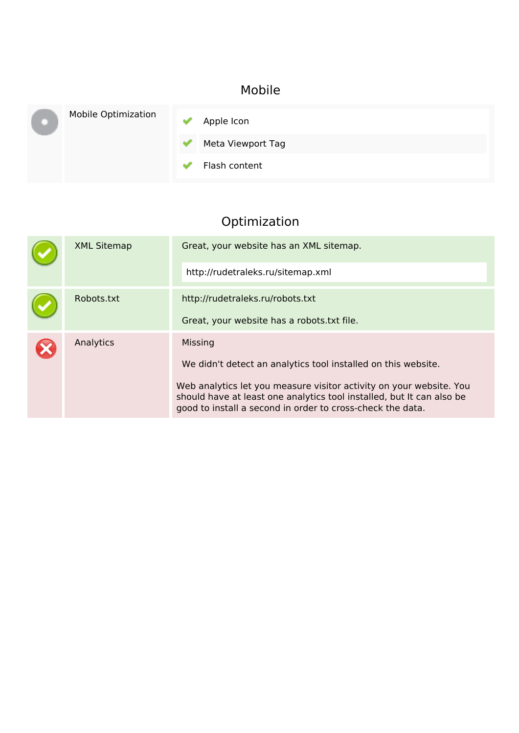## Mobile

| | | |
|---|---|---|
| | Mobile Optimization | Apple Icon<br>Meta Viewport Tag<br>Flash content |

## Optimization

| | | |
|---|---|---|
| | XML Sitemap | Great, your website has an XML sitemap.<br><br>http://rudetraleks.ru/sitemap.xml |
| | Robots.txt | http://rudetraleks.ru/robots.txt<br><br>Great, your website has a robots.txt file. |
| | Analytics | Missing<br><br>We didn't detect an analytics tool installed on this website.<br><br>Web analytics let you measure visitor activity on your website. You should have at least one analytics tool installed, but It can also be good to install a second in order to cross-check the data. |